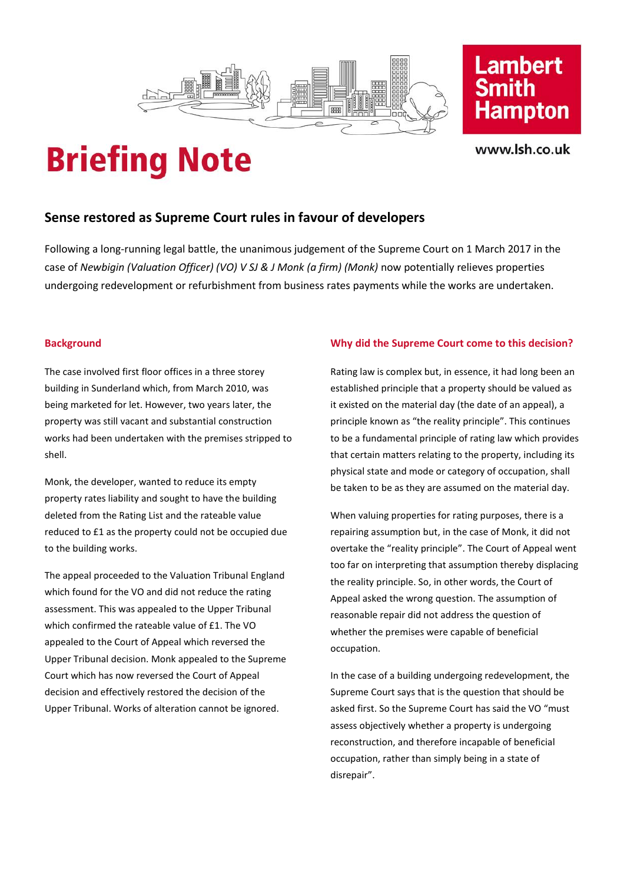# Briefing Note

Lambert Smith Hampton

www.lsh.co.uk

## Sense restored as Supreme Court rules in favour of developers

Following a long-running legal battle, the unanimous judgement of the Supreme Court on 1 March 2017 in the case of *Newbigin (Valuation Officer) (VO) V SJ & J Monk (a firm) (Monk)* now potentially relieves properties undergoing redevelopment or refurbishment from business rates payments while the works are undertaken.

### Background

The case involved first floor offices in a three storey building in Sunderland which, from March 2010, was being marketed for let. However, two years later, the property was still vacant and substantial construction works had been undertaken with the premises stripped to shell.

Monk, the developer, wanted to reduce its empty property rates liability and sought to have the building deleted from the Rating List and the rateable value reduced to £1 as the property could not be occupied due to the building works.

The appeal proceeded to the Valuation Tribunal England which found for the VO and did not reduce the rating assessment. This was appealed to the Upper Tribunal which confirmed the rateable value of £1. The VO appealed to the Court of Appeal which reversed the Upper Tribunal decision. Monk appealed to the Supreme Court which has now reversed the Court of Appeal decision and effectively restored the decision of the Upper Tribunal. Works of alteration cannot be ignored.

### Why did the Supreme Court come to this decision?

Rating law is complex but, in essence, it had long been an established principle that a property should be valued as it existed on the material day (the date of an appeal), a principle known as "the reality principle". This continues to be a fundamental principle of rating law which provides that certain matters relating to the property, including its physical state and mode or category of occupation, shall be taken to be as they are assumed on the material day.

When valuing properties for rating purposes, there is a repairing assumption but, in the case of Monk, it did not overtake the "reality principle". The Court of Appeal went too far on interpreting that assumption thereby displacing the reality principle. So, in other words, the Court of Appeal asked the wrong question. The assumption of reasonable repair did not address the question of whether the premises were capable of beneficial occupation.

In the case of a building undergoing redevelopment, the Supreme Court says that is the question that should be asked first. So the Supreme Court has said the VO "must assess objectively whether a property is undergoing reconstruction, and therefore incapable of beneficial occupation, rather than simply being in a state of disrepair".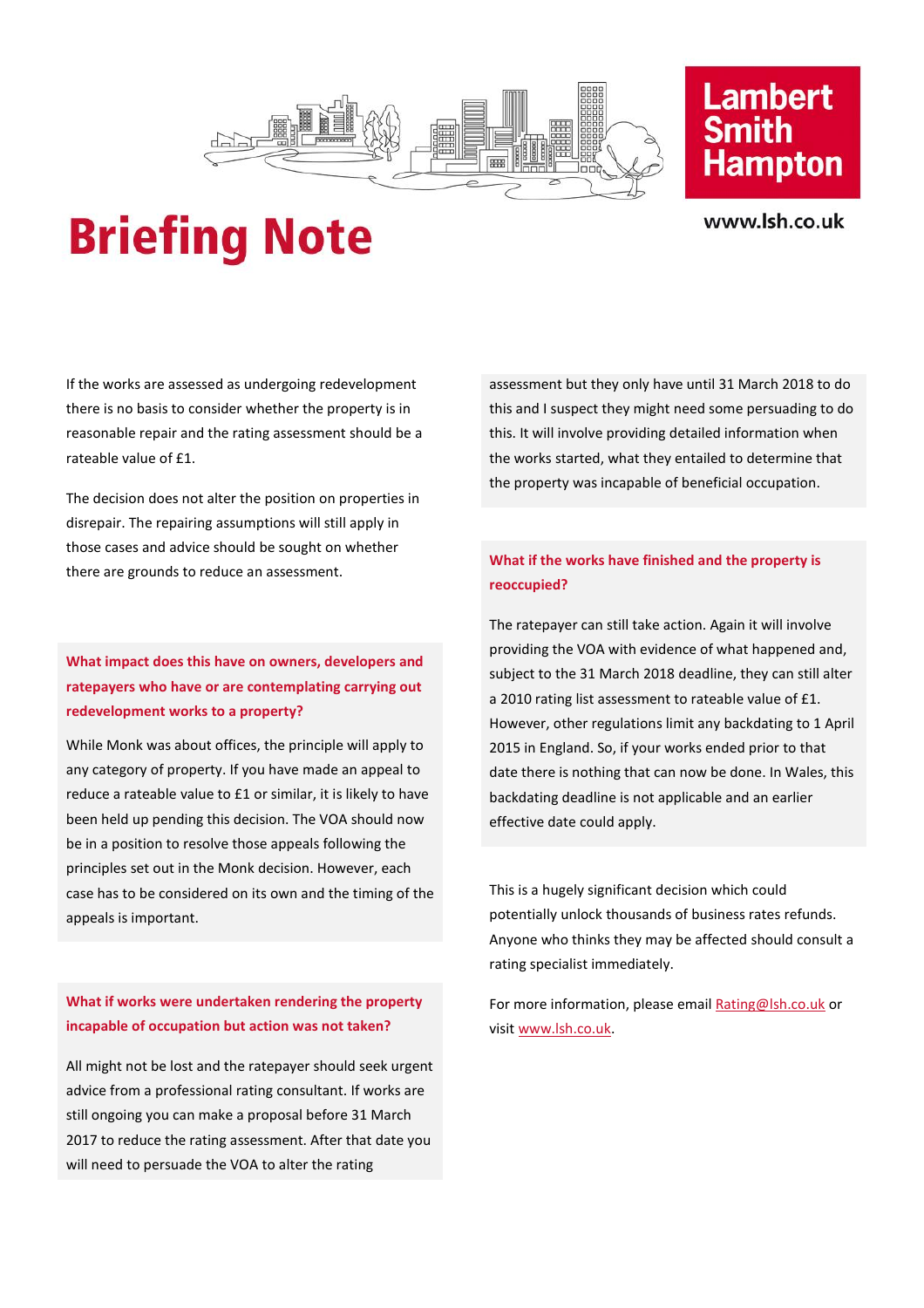# Briefing Note

If the works are assessed as undergoing redevelopment there is no basis to consider whether the property is in reasonable repair and the rating assessment should be a rateable value of £1.

The decision does not alter the position on properties in disrepair. The repairing assumptions will still apply in those cases and advice should be sought on whether there are grounds to reduce an assessment.

## What impact does this have on owners, developers and ratepayers who have or are contemplating carrying out redevelopment works to a property?

While Monk was about offices, the principle will apply to any category of property. If you have made an appeal to reduce a rateable value to £1 or similar, it is likely to have been held up pending this decision. The VOA should now be in a position to resolve those appeals following the principles set out in the Monk decision. However, each case has to be considered on its own and the timing of the appeals is important.

## What if works were undertaken rendering the property incapable of occupation but action was not taken?

All might not be lost and the ratepayer should seek urgent advice from a professional rating consultant. If works are still ongoing you can make a proposal before 31 March 2017 to reduce the rating assessment. After that date you will need to persuade the VOA to alter the rating assessment but they only have until 31 March 2018 to do this and I suspect they might need some persuading to do this. It will involve providing detailed information when the works started, what they entailed to determine that the property was incapable of beneficial occupation.

## What if the works have finished and the property is reoccupied?

The ratepayer can still take action. Again it will involve providing the VOA with evidence of what happened and, subject to the 31 March 2018 deadline, they can still alter a 2010 rating list assessment to rateable value of £1. However, other regulations limit any backdating to 1 April 2015 in England. So, if your works ended prior to that date there is nothing that can now be done. In Wales, this backdating deadline is not applicable and an earlier effective date could apply.

This is a hugely significant decision which could potentially unlock thousands of business rates refunds. Anyone who thinks they may be affected should consult a rating specialist immediately.

For more information, please email Rating@lsh.co.uk or visit www.lsh.co.uk.